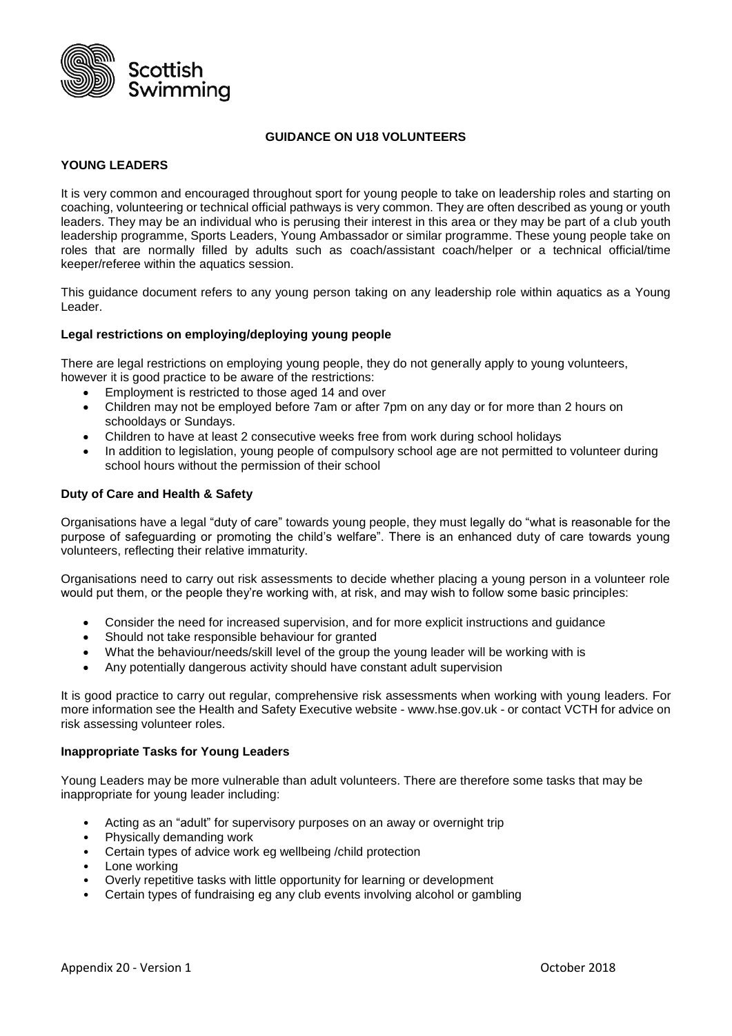Scottish Swimming

# GUIDANCE ON U18 VOLUNTEERS

## YOUNG LEADERS

It is very common and encouraged throughout sport for young people to take on leadership roles and starting on coaching, volunteering or technical official pathways is very common. They are often described as young or youth leaders. They may be an individual who is perusing their interest in this area or they may be part of a club youth leadership programme, Sports Leaders, Young Ambassador or similar programme. These young people take on roles that are normally filled by adults such as coach/assistant coach/helper or a technical official/time keeper/referee within the aquatics session.

This guidance document refers to any young person taking on any leadership role within aquatics as a Young Leader.

### Legal restrictions on employing/deploying young people

There are legal restrictions on employing young people, they do not generally apply to young volunteers, however it is good practice to be aware of the restrictions:

- Employment is restricted to those aged 14 and over
- Children may not be employed before 7am or after 7pm on any day or for more than 2 hours on schooldays or Sundays.
- Children to have at least 2 consecutive weeks free from work during school holidays
- In addition to legislation, young people of compulsory school age are not permitted to volunteer during school hours without the permission of their school

### Duty of Care and Health & Safety

Organisations have a legal "duty of care" towards young people, they must legally do "what is reasonable for the purpose of safeguarding or promoting the child's welfare". There is an enhanced duty of care towards young volunteers, reflecting their relative immaturity.

Organisations need to carry out risk assessments to decide whether placing a young person in a volunteer role would put them, or the people they're working with, at risk, and may wish to follow some basic principles:

- Consider the need for increased supervision, and for more explicit instructions and guidance
- Should not take responsible behaviour for granted
- What the behaviour/needs/skill level of the group the young leader will be working with is
- Any potentially dangerous activity should have constant adult supervision

It is good practice to carry out regular, comprehensive risk assessments when working with young leaders. For more information see the Health and Safety Executive website - www.hse.gov.uk - or contact VCTH for advice on risk assessing volunteer roles.

### Inappropriate Tasks for Young Leaders

Young Leaders may be more vulnerable than adult volunteers. There are therefore some tasks that may be inappropriate for young leader including:

- Acting as an "adult" for supervisory purposes on an away or overnight trip
- Physically demanding work
- Certain types of advice work eg wellbeing /child protection
- Lone working
- Overly repetitive tasks with little opportunity for learning or development
- Certain types of fundraising eg any club events involving alcohol or gambling

Appendix 20 - Version 1 October 2018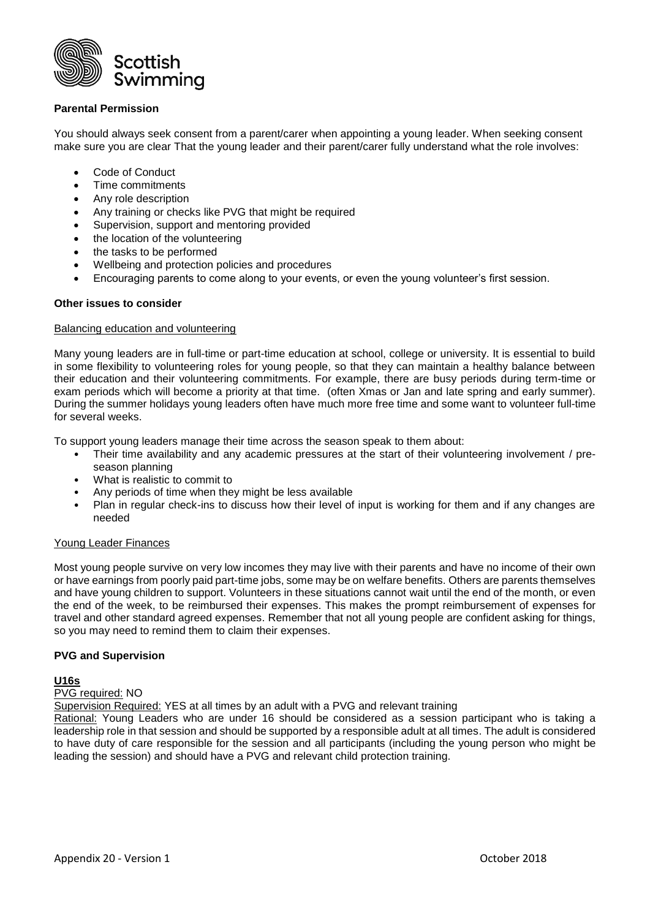## Parental Permission

You should always seek consent from a parent/carer when appointing a young leader. When seeking consent make sure you are clear That the young leader and their parent/carer fully understand what the role involves:

- Code of Conduct
- Time commitments
- Any role description
- Any training or checks like PVG that might be required
- Supervision, support and mentoring provided
- the location of the volunteering
- the tasks to be performed
- Wellbeing and protection policies and procedures
- Encouraging parents to come along to your events, or even the young volunteer's first session.

## Other issues to consider

### Balancing education and volunteering

Many young leaders are in full-time or part-time education at school, college or university. It is essential to build in some flexibility to volunteering roles for young people, so that they can maintain a healthy balance between their education and their volunteering commitments. For example, there are busy periods during term-time or exam periods which will become a priority at that time. (often Xmas or Jan and late spring and early summer). During the summer holidays young leaders often have much more free time and some want to volunteer full-time for several weeks.

To support young leaders manage their time across the season speak to them about:

- Their time availability and any academic pressures at the start of their volunteering involvement / pre-season planning
- What is realistic to commit to
- Any periods of time when they might be less available
- Plan in regular check-ins to discuss how their level of input is working for them and if any changes are needed

### Young Leader Finances

Most young people survive on very low incomes they may live with their parents and have no income of their own or have earnings from poorly paid part-time jobs, some may be on welfare benefits. Others are parents themselves and have young children to support. Volunteers in these situations cannot wait until the end of the month, or even the end of the week, to be reimbursed their expenses. This makes the prompt reimbursement of expenses for travel and other standard agreed expenses. Remember that not all young people are confident asking for things, so you may need to remind them to claim their expenses.

## PVG and Supervision

### U16s

PVG required: NO

Supervision Required: YES at all times by an adult with a PVG and relevant training

Rational: Young Leaders who are under 16 should be considered as a session participant who is taking a leadership role in that session and should be supported by a responsible adult at all times. The adult is considered to have duty of care responsible for the session and all participants (including the young person who might be leading the session) and should have a PVG and relevant child protection training.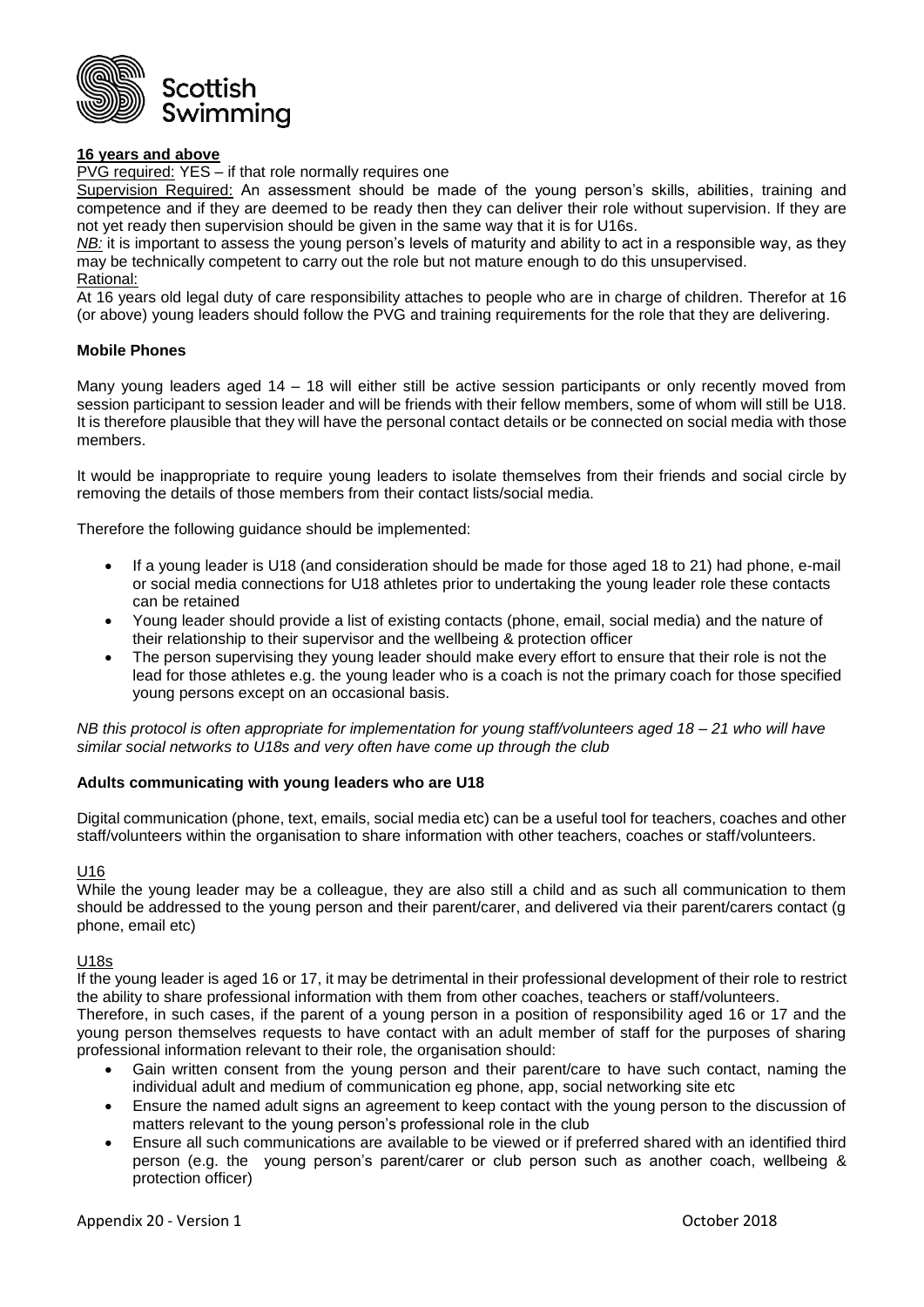**16 years and above**

PVG required: YES – if that role normally requires one

Supervision Required: An assessment should be made of the young person's skills, abilities, training and competence and if they are deemed to be ready then they can deliver their role without supervision. If they are not yet ready then supervision should be given in the same way that it is for U16s.

*NB:* it is important to assess the young person's levels of maturity and ability to act in a responsible way, as they may be technically competent to carry out the role but not mature enough to do this unsupervised.

Rational:

At 16 years old legal duty of care responsibility attaches to people who are in charge of children. Therefor at 16 (or above) young leaders should follow the PVG and training requirements for the role that they are delivering.

**Mobile Phones**

Many young leaders aged 14 – 18 will either still be active session participants or only recently moved from session participant to session leader and will be friends with their fellow members, some of whom will still be U18. It is therefore plausible that they will have the personal contact details or be connected on social media with those members.

It would be inappropriate to require young leaders to isolate themselves from their friends and social circle by removing the details of those members from their contact lists/social media.

Therefore the following guidance should be implemented:

- If a young leader is U18 (and consideration should be made for those aged 18 to 21) had phone, e-mail or social media connections for U18 athletes prior to undertaking the young leader role these contacts can be retained
- Young leader should provide a list of existing contacts (phone, email, social media) and the nature of their relationship to their supervisor and the wellbeing & protection officer
- The person supervising they young leader should make every effort to ensure that their role is not the lead for those athletes e.g. the young leader who is a coach is not the primary coach for those specified young persons except on an occasional basis.

*NB this protocol is often appropriate for implementation for young staff/volunteers aged 18 – 21 who will have similar social networks to U18s and very often have come up through the club*

**Adults communicating with young leaders who are U18**

Digital communication (phone, text, emails, social media etc) can be a useful tool for teachers, coaches and other staff/volunteers within the organisation to share information with other teachers, coaches or staff/volunteers.

U16

While the young leader may be a colleague, they are also still a child and as such all communication to them should be addressed to the young person and their parent/carer, and delivered via their parent/carers contact (g phone, email etc)

U18s

If the young leader is aged 16 or 17, it may be detrimental in their professional development of their role to restrict the ability to share professional information with them from other coaches, teachers or staff/volunteers.

Therefore, in such cases, if the parent of a young person in a position of responsibility aged 16 or 17 and the young person themselves requests to have contact with an adult member of staff for the purposes of sharing professional information relevant to their role, the organisation should:

- Gain written consent from the young person and their parent/care to have such contact, naming the individual adult and medium of communication eg phone, app, social networking site etc
- Ensure the named adult signs an agreement to keep contact with the young person to the discussion of matters relevant to the young person's professional role in the club
- Ensure all such communications are available to be viewed or if preferred shared with an identified third person (e.g. the young person's parent/carer or club person such as another coach, wellbeing & protection officer)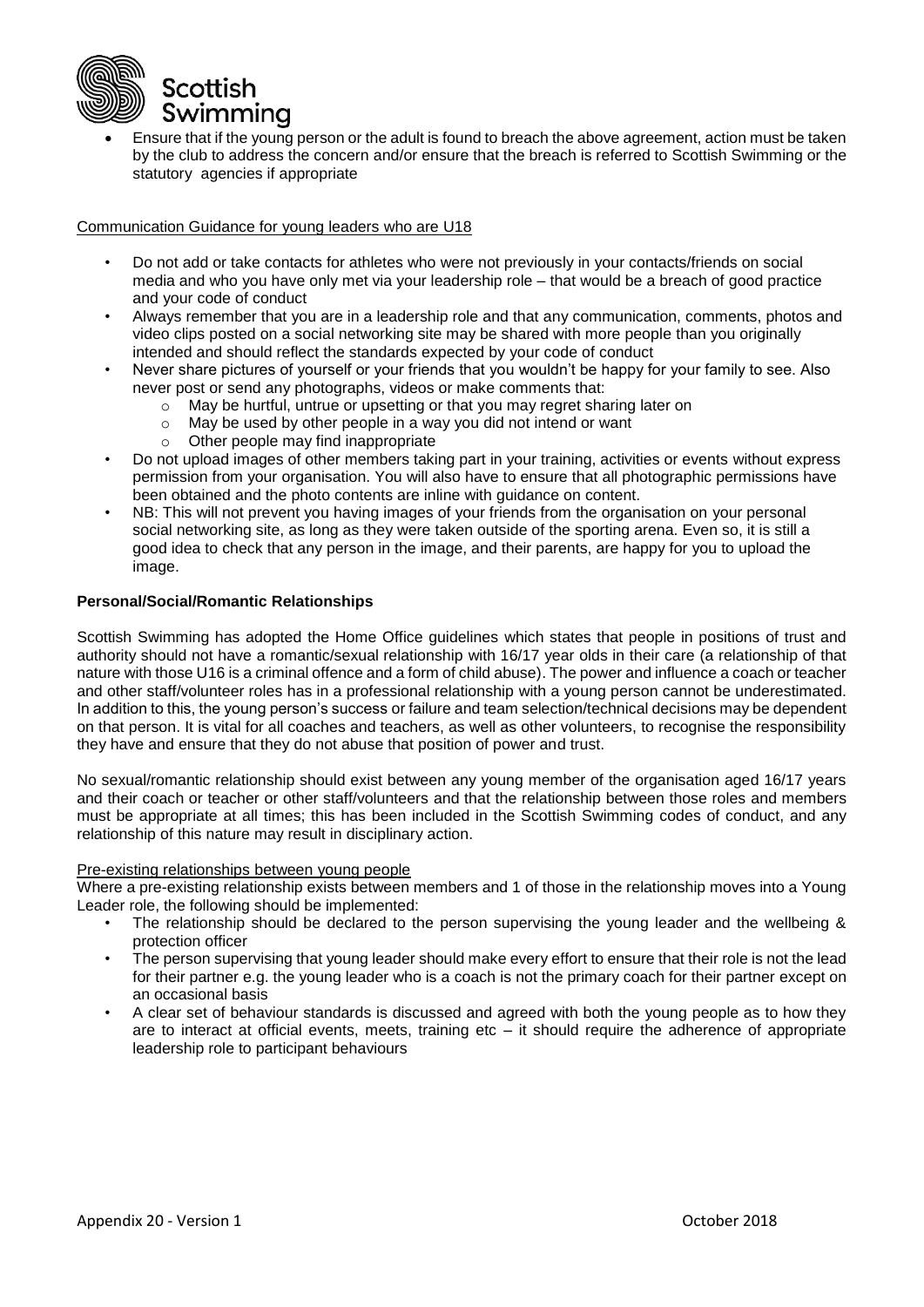- Ensure that if the young person or the adult is found to breach the above agreement, action must be taken by the club to address the concern and/or ensure that the breach is referred to Scottish Swimming or the statutory agencies if appropriate

Communication Guidance for young leaders who are U18

- Do not add or take contacts for athletes who were not previously in your contacts/friends on social media and who you have only met via your leadership role – that would be a breach of good practice and your code of conduct
- Always remember that you are in a leadership role and that any communication, comments, photos and video clips posted on a social networking site may be shared with more people than you originally intended and should reflect the standards expected by your code of conduct
- Never share pictures of yourself or your friends that you wouldn't be happy for your family to see. Also never post or send any photographs, videos or make comments that:
    - May be hurtful, untrue or upsetting or that you may regret sharing later on
    - May be used by other people in a way you did not intend or want
    - Other people may find inappropriate
- Do not upload images of other members taking part in your training, activities or events without express permission from your organisation. You will also have to ensure that all photographic permissions have been obtained and the photo contents are inline with guidance on content.
- NB: This will not prevent you having images of your friends from the organisation on your personal social networking site, as long as they were taken outside of the sporting arena. Even so, it is still a good idea to check that any person in the image, and their parents, are happy for you to upload the image.

**Personal/Social/Romantic Relationships**

Scottish Swimming has adopted the Home Office guidelines which states that people in positions of trust and authority should not have a romantic/sexual relationship with 16/17 year olds in their care (a relationship of that nature with those U16 is a criminal offence and a form of child abuse). The power and influence a coach or teacher and other staff/volunteer roles has in a professional relationship with a young person cannot be underestimated. In addition to this, the young person's success or failure and team selection/technical decisions may be dependent on that person. It is vital for all coaches and teachers, as well as other volunteers, to recognise the responsibility they have and ensure that they do not abuse that position of power and trust.

No sexual/romantic relationship should exist between any young member of the organisation aged 16/17 years and their coach or teacher or other staff/volunteers and that the relationship between those roles and members must be appropriate at all times; this has been included in the Scottish Swimming codes of conduct, and any relationship of this nature may result in disciplinary action.

Pre-existing relationships between young people

Where a pre-existing relationship exists between members and 1 of those in the relationship moves into a Young Leader role, the following should be implemented:

- The relationship should be declared to the person supervising the young leader and the wellbeing & protection officer
- The person supervising that young leader should make every effort to ensure that their role is not the lead for their partner e.g. the young leader who is a coach is not the primary coach for their partner except on an occasional basis
- A clear set of behaviour standards is discussed and agreed with both the young people as to how they are to interact at official events, meets, training etc – it should require the adherence of appropriate leadership role to participant behaviours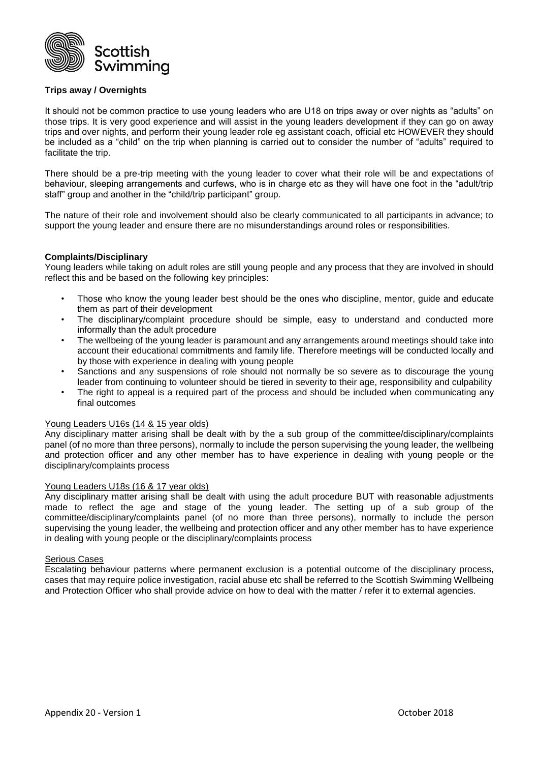**Trips away / Overnights**

It should not be common practice to use young leaders who are U18 on trips away or over nights as "adults" on those trips. It is very good experience and will assist in the young leaders development if they can go on away trips and over nights, and perform their young leader role eg assistant coach, official etc HOWEVER they should be included as a "child" on the trip when planning is carried out to consider the number of "adults" required to facilitate the trip.

There should be a pre-trip meeting with the young leader to cover what their role will be and expectations of behaviour, sleeping arrangements and curfews, who is in charge etc as they will have one foot in the "adult/trip staff" group and another in the "child/trip participant" group.

The nature of their role and involvement should also be clearly communicated to all participants in advance; to support the young leader and ensure there are no misunderstandings around roles or responsibilities.

**Complaints/Disciplinary**

Young leaders while taking on adult roles are still young people and any process that they are involved in should reflect this and be based on the following key principles:

- Those who know the young leader best should be the ones who discipline, mentor, guide and educate them as part of their development
- The disciplinary/complaint procedure should be simple, easy to understand and conducted more informally than the adult procedure
- The wellbeing of the young leader is paramount and any arrangements around meetings should take into account their educational commitments and family life. Therefore meetings will be conducted locally and by those with experience in dealing with young people
- Sanctions and any suspensions of role should not normally be so severe as to discourage the young leader from continuing to volunteer should be tiered in severity to their age, responsibility and culpability
- The right to appeal is a required part of the process and should be included when communicating any final outcomes

<u>Young Leaders U16s (14 & 15 year olds)</u>

Any disciplinary matter arising shall be dealt with by the a sub group of the committee/disciplinary/complaints panel (of no more than three persons), normally to include the person supervising the young leader, the wellbeing and protection officer and any other member has to have experience in dealing with young people or the disciplinary/complaints process

<u>Young Leaders U18s (16 & 17 year olds)</u>

Any disciplinary matter arising shall be dealt with using the adult procedure BUT with reasonable adjustments made to reflect the age and stage of the young leader. The setting up of a sub group of the committee/disciplinary/complaints panel (of no more than three persons), normally to include the person supervising the young leader, the wellbeing and protection officer and any other member has to have experience in dealing with young people or the disciplinary/complaints process

<u>Serious Cases</u>

Escalating behaviour patterns where permanent exclusion is a potential outcome of the disciplinary process, cases that may require police investigation, racial abuse etc shall be referred to the Scottish Swimming Wellbeing and Protection Officer who shall provide advice on how to deal with the matter / refer it to external agencies.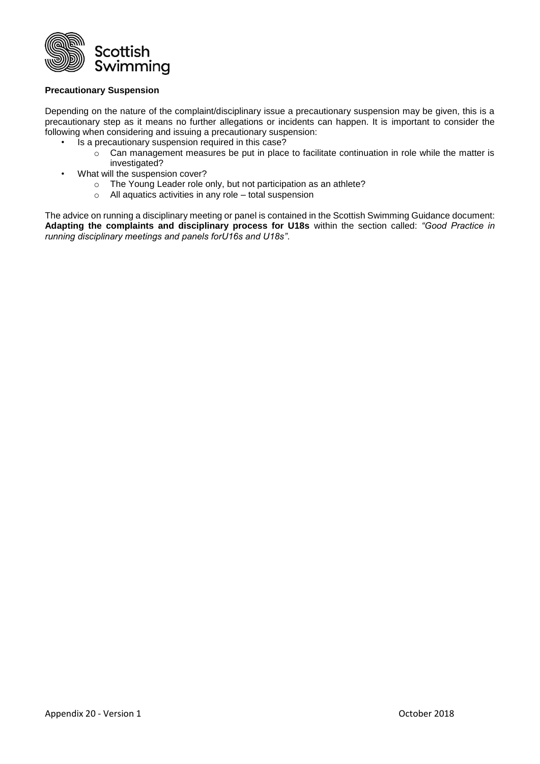**Precautionary Suspension**

Depending on the nature of the complaint/disciplinary issue a precautionary suspension may be given, this is a precautionary step as it means no further allegations or incidents can happen. It is important to consider the following when considering and issuing a precautionary suspension:

- Is a precautionary suspension required in this case?
  - Can management measures be put in place to facilitate continuation in role while the matter is investigated?
- What will the suspension cover?
  - The Young Leader role only, but not participation as an athlete?
  - All aquatics activities in any role – total suspension

The advice on running a disciplinary meeting or panel is contained in the Scottish Swimming Guidance document: **Adapting the complaints and disciplinary process for U18s** within the section called: *"Good Practice in running disciplinary meetings and panels forU16s and U18s"*.